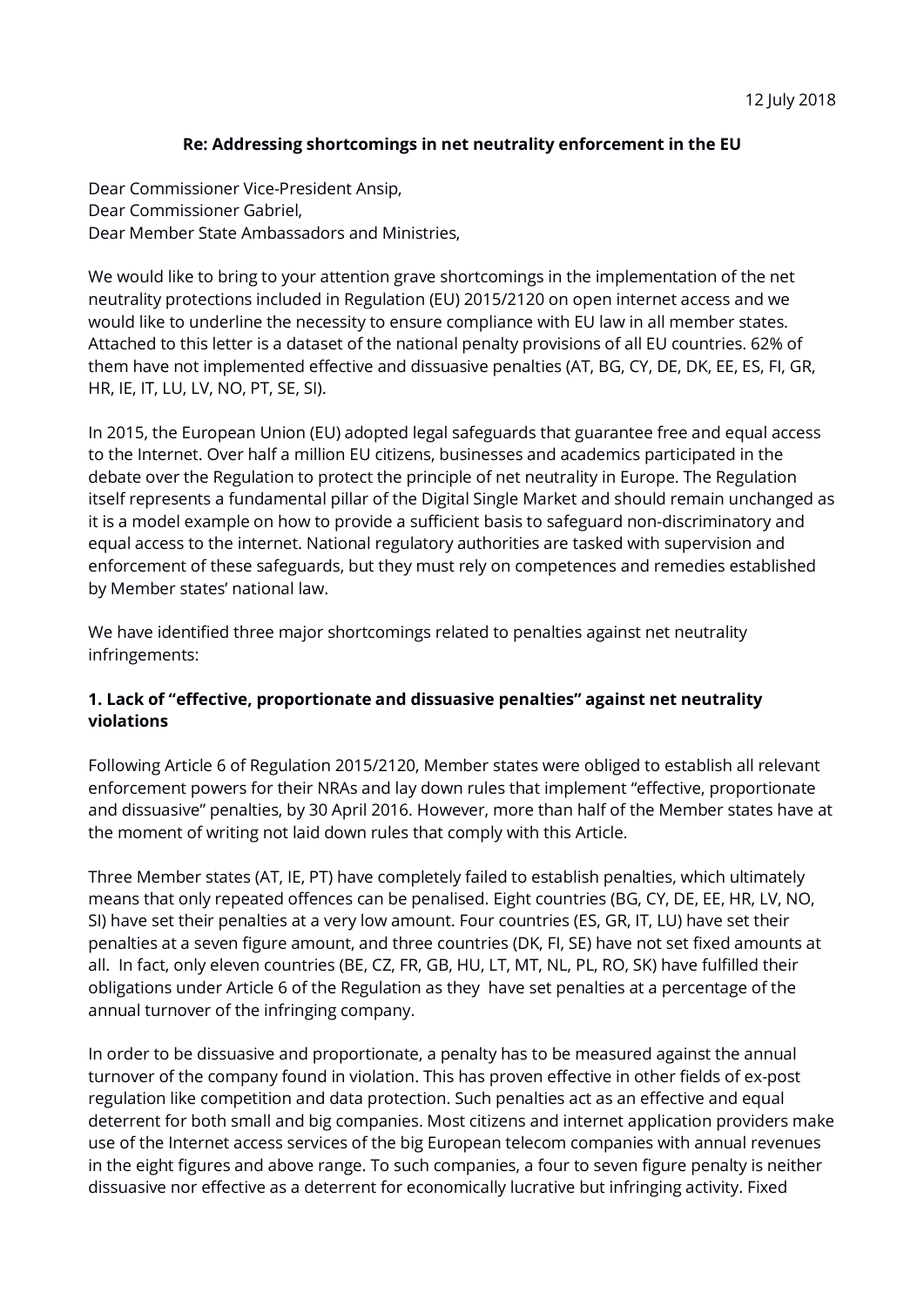12 July 2018

**Re: Addressing shortcomings in net neutrality enforcement in the EU**

Dear Commissioner Vice-President Ansip,
Dear Commissioner Gabriel,
Dear Member State Ambassadors and Ministries,

We would like to bring to your attention grave shortcomings in the implementation of the net neutrality protections included in Regulation (EU) 2015/2120 on open internet access and we would like to underline the necessity to ensure compliance with EU law in all member states. Attached to this letter is a dataset of the national penalty provisions of all EU countries. 62% of them have not implemented effective and dissuasive penalties (AT, BG, CY, DE, DK, EE, ES, FI, GR, HR, IE, IT, LU, LV, NO, PT, SE, SI).

In 2015, the European Union (EU) adopted legal safeguards that guarantee free and equal access to the Internet. Over half a million EU citizens, businesses and academics participated in the debate over the Regulation to protect the principle of net neutrality in Europe. The Regulation itself represents a fundamental pillar of the Digital Single Market and should remain unchanged as it is a model example on how to provide a sufficient basis to safeguard non-discriminatory and equal access to the internet. National regulatory authorities are tasked with supervision and enforcement of these safeguards, but they must rely on competences and remedies established by Member states' national law.

We have identified three major shortcomings related to penalties against net neutrality infringements:

### 1. Lack of "effective, proportionate and dissuasive penalties" against net neutrality violations

Following Article 6 of Regulation 2015/2120, Member states were obliged to establish all relevant enforcement powers for their NRAs and lay down rules that implement "effective, proportionate and dissuasive" penalties, by 30 April 2016. However, more than half of the Member states have at the moment of writing not laid down rules that comply with this Article.

Three Member states (AT, IE, PT) have completely failed to establish penalties, which ultimately means that only repeated offences can be penalised. Eight countries (BG, CY, DE, EE, HR, LV, NO, SI) have set their penalties at a very low amount. Four countries (ES, GR, IT, LU) have set their penalties at a seven figure amount, and three countries (DK, FI, SE) have not set fixed amounts at all. In fact, only eleven countries (BE, CZ, FR, GB, HU, LT, MT, NL, PL, RO, SK) have fulfilled their obligations under Article 6 of the Regulation as they have set penalties at a percentage of the annual turnover of the infringing company.

In order to be dissuasive and proportionate, a penalty has to be measured against the annual turnover of the company found in violation. This has proven effective in other fields of ex-post regulation like competition and data protection. Such penalties act as an effective and equal deterrent for both small and big companies. Most citizens and internet application providers make use of the Internet access services of the big European telecom companies with annual revenues in the eight figures and above range. To such companies, a four to seven figure penalty is neither dissuasive nor effective as a deterrent for economically lucrative but infringing activity. Fixed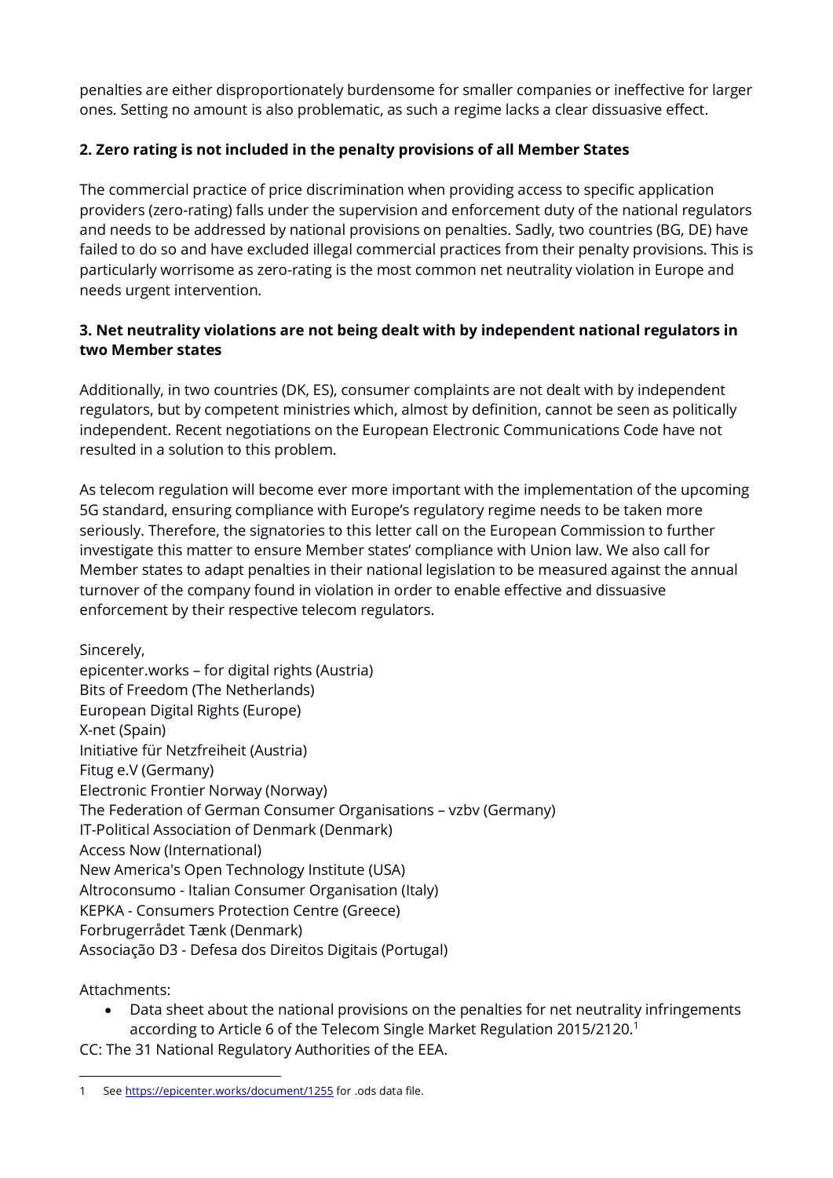penalties are either disproportionately burdensome for smaller companies or ineffective for larger ones. Setting no amount is also problematic, as such a regime lacks a clear dissuasive effect.

**2. Zero rating is not included in the penalty provisions of all Member States**

The commercial practice of price discrimination when providing access to specific application providers (zero-rating) falls under the supervision and enforcement duty of the national regulators and needs to be addressed by national provisions on penalties. Sadly, two countries (BG, DE) have failed to do so and have excluded illegal commercial practices from their penalty provisions. This is particularly worrisome as zero-rating is the most common net neutrality violation in Europe and needs urgent intervention.

**3. Net neutrality violations are not being dealt with by independent national regulators in two Member states**

Additionally, in two countries (DK, ES), consumer complaints are not dealt with by independent regulators, but by competent ministries which, almost by definition, cannot be seen as politically independent. Recent negotiations on the European Electronic Communications Code have not resulted in a solution to this problem.

As telecom regulation will become ever more important with the implementation of the upcoming 5G standard, ensuring compliance with Europe's regulatory regime needs to be taken more seriously. Therefore, the signatories to this letter call on the European Commission to further investigate this matter to ensure Member states' compliance with Union law. We also call for Member states to adapt penalties in their national legislation to be measured against the annual turnover of the company found in violation in order to enable effective and dissuasive enforcement by their respective telecom regulators.

Sincerely,
epicenter.works – for digital rights (Austria)
Bits of Freedom (The Netherlands)
European Digital Rights (Europe)
X-net (Spain)
Initiative für Netzfreiheit (Austria)
Fitug e.V (Germany)
Electronic Frontier Norway (Norway)
The Federation of German Consumer Organisations – vzbv (Germany)
IT-Political Association of Denmark (Denmark)
Access Now (International)
New America's Open Technology Institute (USA)
Altroconsumo - Italian Consumer Organisation (Italy)
KEPKA - Consumers Protection Centre (Greece)
Forbrugerrådet Tænk (Denmark)
Associação D3 - Defesa dos Direitos Digitais (Portugal)

Attachments:

- Data sheet about the national provisions on the penalties for net neutrality infringements according to Article 6 of the Telecom Single Market Regulation 2015/2120.[1]

CC: The 31 National Regulatory Authorities of the EEA.

---

[1] See https://epicenter.works/document/1255 for .ods data file.